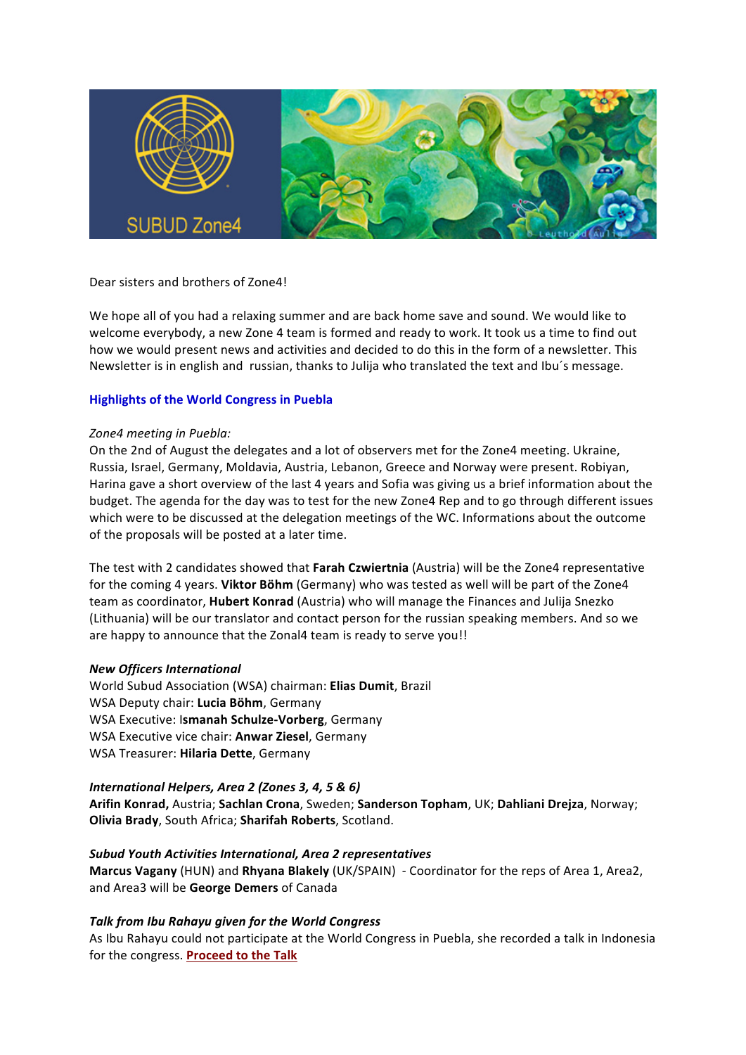Dear sisters and brothers of Zone4!

We hope all of you had a relaxing summer and are back home save and sound. We would like to welcome everybody, a new Zone 4 team is formed and ready to work. It took us a time to find out how we would present news and activities and decided to do this in the form of a newsletter. This Newsletter is in english and russian, thanks to Julija who translated the text and Ibu´s message.

## Highlights of the World Congress in Puebla

*Zone4 meeting in Puebla:*

On the 2nd of August the delegates and a lot of observers met for the Zone4 meeting. Ukraine, Russia, Israel, Germany, Moldavia, Austria, Lebanon, Greece and Norway were present. Robiyan, Harina gave a short overview of the last 4 years and Sofia was giving us a brief information about the budget. The agenda for the day was to test for the new Zone4 Rep and to go through different issues which were to be discussed at the delegation meetings of the WC. Informations about the outcome of the proposals will be posted at a later time.

The test with 2 candidates showed that **Farah Czwiertnia** (Austria) will be the Zone4 representative for the coming 4 years. **Viktor Böhm** (Germany) who was tested as well will be part of the Zone4 team as coordinator, **Hubert Konrad** (Austria) who will manage the Finances and Julija Snezko (Lithuania) will be our translator and contact person for the russian speaking members. And so we are happy to announce that the Zonal4 team is ready to serve you!!

***New Officers International***

World Subud Association (WSA) chairman: **Elias Dumit**, Brazil  
WSA Deputy chair: **Lucia Böhm**, Germany  
WSA Executive: I**smanah Schulze-Vorberg**, Germany  
WSA Executive vice chair: **Anwar Ziesel**, Germany  
WSA Treasurer: **Hilaria Dette**, Germany

***International Helpers, Area 2 (Zones 3, 4, 5 & 6)***

**Arifin Konrad,** Austria; **Sachlan Crona**, Sweden; **Sanderson Topham**, UK; **Dahliani Drejza**, Norway; **Olivia Brady**, South Africa; **Sharifah Roberts**, Scotland.

***Subud Youth Activities International, Area 2 representatives***

**Marcus Vagany** (HUN) and **Rhyana Blakely** (UK/SPAIN) - Coordinator for the reps of Area 1, Area2, and Area3 will be **George Demers** of Canada

***Talk from Ibu Rahayu given for the World Congress***

As Ibu Rahayu could not participate at the World Congress in Puebla, she recorded a talk in Indonesia for the congress. **Proceed to the Talk**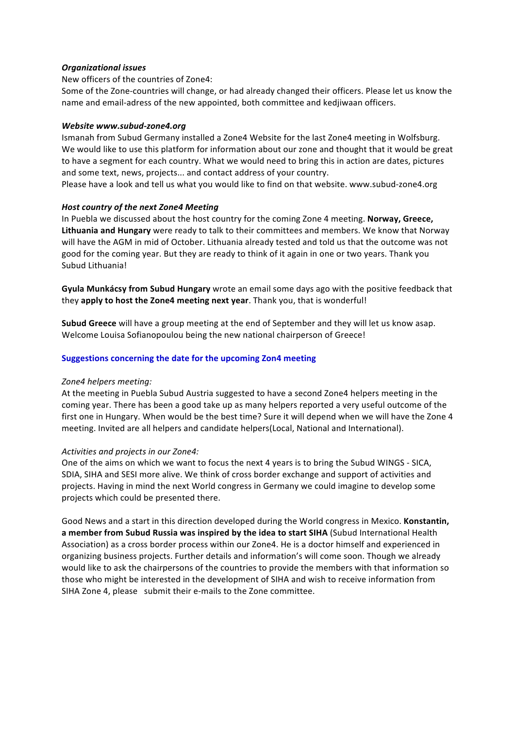***Organizational issues***

New officers of the countries of Zone4:

Some of the Zone-countries will change, or had already changed their officers. Please let us know the name and email-adress of the new appointed, both committee and kedjiwaan officers.

***Website www.subud-zone4.org***

Ismanah from Subud Germany installed a Zone4 Website for the last Zone4 meeting in Wolfsburg. We would like to use this platform for information about our zone and thought that it would be great to have a segment for each country. What we would need to bring this in action are dates, pictures and some text, news, projects... and contact address of your country.

Please have a look and tell us what you would like to find on that website. www.subud-zone4.org

***Host country of the next Zone4 Meeting***

In Puebla we discussed about the host country for the coming Zone 4 meeting. **Norway, Greece, Lithuania and Hungary** were ready to talk to their committees and members. We know that Norway will have the AGM in mid of October. Lithuania already tested and told us that the outcome was not good for the coming year. But they are ready to think of it again in one or two years. Thank you Subud Lithuania!

**Gyula Munkácsy from Subud Hungary** wrote an email some days ago with the positive feedback that they **apply to host the Zone4 meeting next year**. Thank you, that is wonderful!

**Subud Greece** will have a group meeting at the end of September and they will let us know asap. Welcome Louisa Sofianopoulou being the new national chairperson of Greece!

**Suggestions concerning the date for the upcoming Zon4 meeting**

*Zone4 helpers meeting:*

At the meeting in Puebla Subud Austria suggested to have a second Zone4 helpers meeting in the coming year. There has been a good take up as many helpers reported a very useful outcome of the first one in Hungary. When would be the best time? Sure it will depend when we will have the Zone 4 meeting. Invited are all helpers and candidate helpers(Local, National and International).

*Activities and projects in our Zone4:*

One of the aims on which we want to focus the next 4 years is to bring the Subud WINGS - SICA, SDIA, SIHA and SESI more alive. We think of cross border exchange and support of activities and projects. Having in mind the next World congress in Germany we could imagine to develop some projects which could be presented there.

Good News and a start in this direction developed during the World congress in Mexico. **Konstantin, a member from Subud Russia was inspired by the idea to start SIHA** (Subud International Health Association) as a cross border process within our Zone4. He is a doctor himself and experienced in organizing business projects. Further details and information's will come soon. Though we already would like to ask the chairpersons of the countries to provide the members with that information so those who might be interested in the development of SIHA and wish to receive information from SIHA Zone 4, please submit their e-mails to the Zone committee.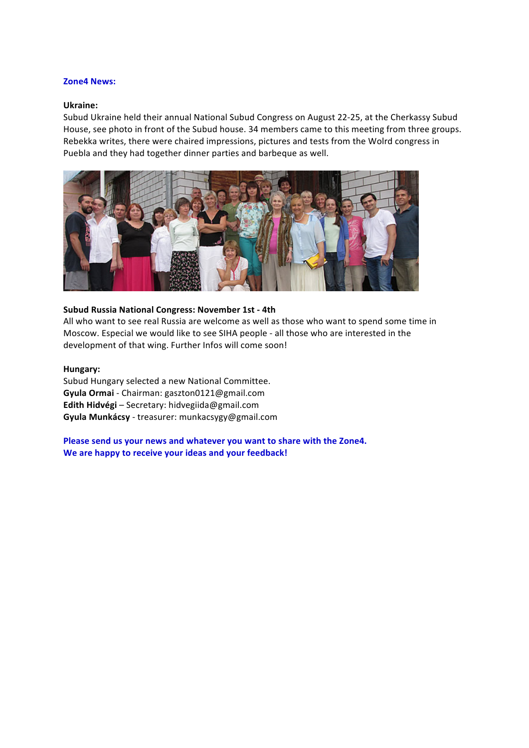**Zone4 News:**

**Ukraine:**

Subud Ukraine held their annual National Subud Congress on August 22-25, at the Cherkassy Subud House, see photo in front of the Subud house. 34 members came to this meeting from three groups. Rebekka writes, there were chaired impressions, pictures and tests from the Wolrd congress in Puebla and they had together dinner parties and barbeque as well.

**Subud Russia National Congress: November 1st - 4th**

All who want to see real Russia are welcome as well as those who want to spend some time in Moscow. Especial we would like to see SIHA people - all those who are interested in the development of that wing. Further Infos will come soon!

**Hungary:**

Subud Hungary selected a new National Committee.

**Gyula Ormai** - Chairman: gaszton0121@gmail.com

**Edith Hidvégi** – Secretary: hidvegiida@gmail.com

**Gyula Munkácsy** - treasurer: munkacsygy@gmail.com

**Please send us your news and whatever you want to share with the Zone4.**
**We are happy to receive your ideas and your feedback!**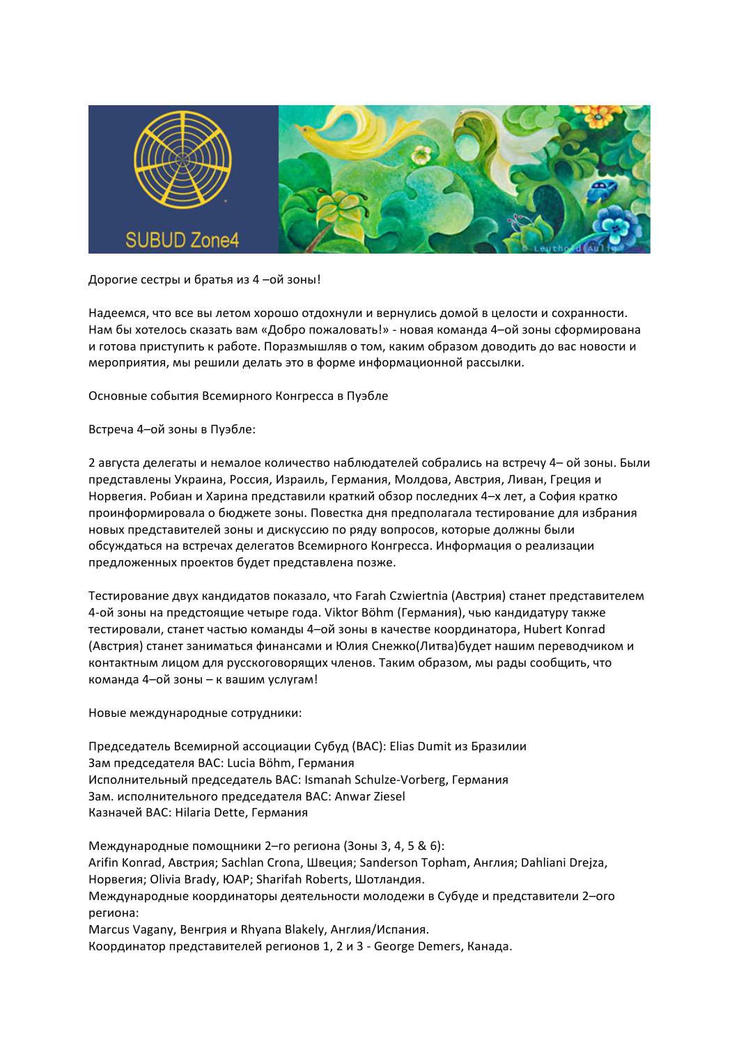Дорогие сестры и братья из 4 –ой зоны!

Надеемся, что все вы летом хорошо отдохнули и вернулись домой в целости и сохранности. Нам бы хотелось сказать вам «Добро пожаловать!» - новая команда 4–ой зоны сформирована и готова приступить к работе. Поразмышляв о том, каким образом доводить до вас новости и мероприятия, мы решили делать это в форме информационной рассылки.

Основные события Всемирного Конгресса в Пуэбле

Встреча 4–ой зоны в Пуэбле:

2 августа делегаты и немалое количество наблюдателей собрались на встречу 4– ой зоны. Были представлены Украина, Россия, Израиль, Германия, Молдова, Австрия, Ливан, Греция и Норвегия. Робиан и Харина представили краткий обзор последних 4–х лет, а София кратко проинформировала о бюджете зоны. Повестка дня предполагала тестирование для избрания новых представителей зоны и дискуссию по ряду вопросов, которые должны были обсуждаться на встречах делегатов Всемирного Конгресса. Информация о реализации предложенных проектов будет представлена позже.

Тестирование двух кандидатов показало, что Farah Czwiertnia (Австрия) станет представителем 4-ой зоны на предстоящие четыре года. Viktor Böhm (Германия), чью кандидатуру также тестировали, станет частью команды 4–ой зоны в качестве координатора, Hubert Konrad (Австрия) станет заниматься финансами и Юлия Снежко(Литва)будет нашим переводчиком и контактным лицом для русскоговорящих членов. Таким образом, мы рады сообщить, что команда 4–ой зоны – к вашим услугам!

Новые международные сотрудники:

Председатель Всемирной ассоциации Субуд (ВАС): Elias Dumit из Бразилии
Зам председателя ВАС: Lucia Böhm, Германия
Исполнительный председатель ВАС: Ismanah Schulze-Vorberg, Германия
Зам. исполнительного председателя ВАС: Anwar Ziesel
Казначей ВАС: Hilaria Dette, Германия

Международные помощники 2–го региона (Зоны 3, 4, 5 & 6):
Arifin Konrad, Австрия; Sachlan Crona, Швеция; Sanderson Topham, Англия; Dahliani Drejza, Норвегия; Olivia Brady, ЮАР; Sharifah Roberts, Шотландия.
Международные координаторы деятельности молодежи в Субуде и представители 2–ого региона:
Marcus Vagany, Венгрия и Rhyana Blakely, Англия/Испания.
Координатор представителей регионов 1, 2 и 3 - George Demers, Канада.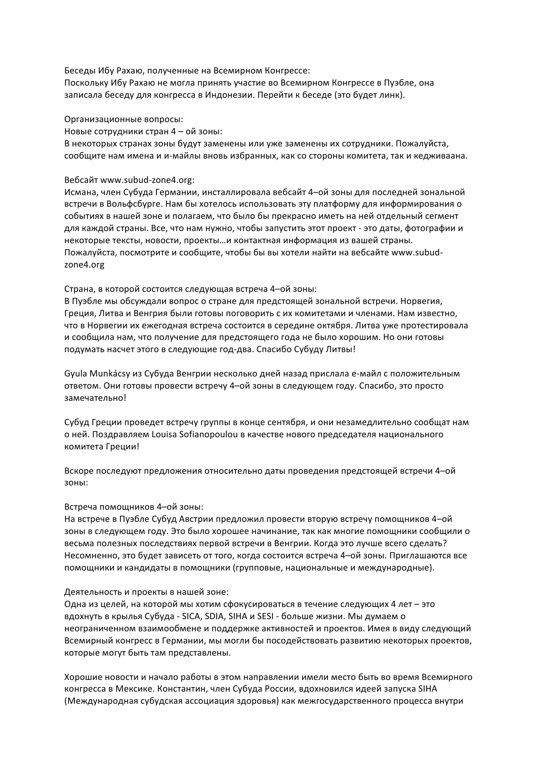Беседы Ибу Рахаю, полученные на Всемирном Конгрессе:
Поскольку Ибу Рахаю не могла принять участие во Всемирном Конгрессе в Пуэбле, она записала беседу для конгресса в Индонезии. Перейти к беседе (это будет линк).

Организационные вопросы:
Новые сотрудники стран 4 – ой зоны:
В некоторых странах зоны будут заменены или уже заменены их сотрудники. Пожалуйста, сообщите нам имена и и-майлы вновь избранных, как со стороны комитета, так и кедживаана.

Вебсайт www.subud-zone4.org:
Исмана, член Субуда Германии, инсталлировала вебсайт 4–ой зоны для последней зональной встречи в Вольфсбурге. Нам бы хотелось использовать эту платформу для информирования о событиях в нашей зоне и полагаем, что было бы прекрасно иметь на ней отдельный сегмент для каждой страны. Все, что нам нужно, чтобы запустить этот проект - это даты, фотографии и некоторые тексты, новости, проекты…и контактная информация из вашей страны. Пожалуйста, посмотрите и сообщите, чтобы бы вы хотели найти на вебсайте www.subud-zone4.org

Страна, в которой состоится следующая встреча 4–ой зоны:
В Пуэбле мы обсуждали вопрос о стране для предстоящей зональной встречи. Норвегия, Греция, Литва и Венгрия были готовы поговорить с их комитетами и членами. Нам известно, что в Норвегии их ежегодная встреча состоится в середине октября. Литва уже протестировала и сообщила нам, что получение для предстоящего года не было хорошим. Но они готовы подумать насчет этого в следующие год-два. Спасибо Субуду Литвы!

Gyula Munkácsy из Субуда Венгрии несколько дней назад прислала е-майл с положительным ответом. Они готовы провести встречу 4–ой зоны в следующем году. Спасибо, это просто замечательно!

Субуд Греции проведет встречу группы в конце сентября, и они незамедлительно сообщат нам о ней. Поздравляем Louisa Sofianopoulou в качестве нового председателя национального комитета Греции!

Вскоре последуют предложения относительно даты проведения предстоящей встречи 4–ой зоны:

Встреча помощников 4–ой зоны:
На встрече в Пуэбле Субуд Австрии предложил провести вторую встречу помощников 4–ой зоны в следующем году. Это было хорошее начинание, так как многие помощники сообщили о весьма полезных последствиях первой встречи в Венгрии. Когда это лучше всего сделать? Несомненно, это будет зависеть от того, когда состоится встреча 4–ой зоны. Приглашаются все помощники и кандидаты в помощники (групповые, национальные и международные).

Деятельность и проекты в нашей зоне:
Одна из целей, на которой мы хотим сфокусироваться в течение следующих 4 лет – это вдохнуть в крылья Субуда - SICA, SDIA, SIHA и SESI - больше жизни. Мы думаем о неограниченном взаимообмене и поддержке активностей и проектов. Имея в виду следующий Всемирный конгресс в Германии, мы могли бы посодействовать развитию некоторых проектов, которые могут быть там представлены.

Хорошие новости и начало работы в этом направлении имели место быть во время Всемирного конгресса в Мексике. Константин, член Субуда России, вдохновился идеей запуска SIHA (Международная субудская ассоциация здоровья) как межгосударственного процесса внутри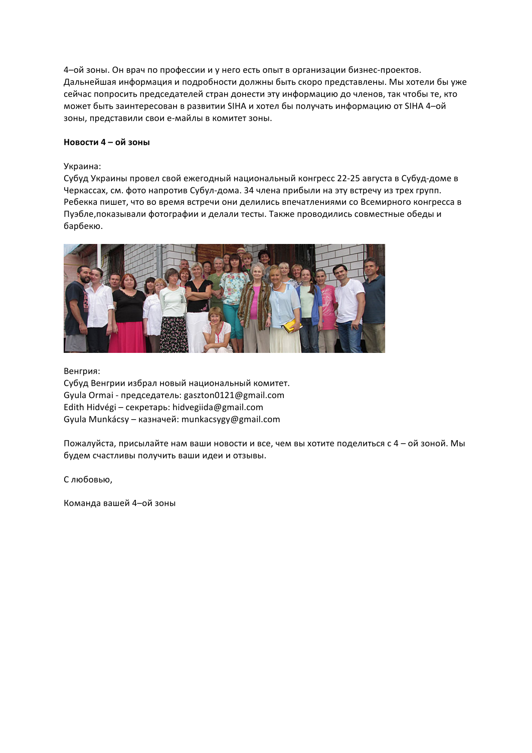4–ой зоны. Он врач по профессии и у него есть опыт в организации бизнес-проектов. Дальнейшая информация и подробности должны быть скоро представлены. Мы хотели бы уже сейчас попросить председателей стран донести эту информацию до членов, так чтобы те, кто может быть заинтересован в развитии SIHA и хотел бы получать информацию от SIHA 4–ой зоны, представили свои е-майлы в комитет зоны.

**Новости 4 – ой зоны**

Украина:
Субуд Украины провел свой ежегодный национальный конгресс 22-25 августа в Субуд-доме в Черкассах, см. фото напротив Субул-дома. 34 члена прибыли на эту встречу из трех групп. Ребекка пишет, что во время встречи они делились впечатлениями со Всемирного конгресса в Пуэбле,показывали фотографии и делали тесты. Также проводились совместные обеды и барбекю.

Венгрия:
Субуд Венгрии избрал новый национальный комитет.
Gyula Ormai - председатель: gaszton0121@gmail.com
Edith Hidvégi – секретарь: hidvegiida@gmail.com
Gyula Munkácsy – казначей: munkacsygy@gmail.com

Пожалуйста, присылайте нам ваши новости и все, чем вы хотите поделиться с 4 – ой зоной. Мы будем счастливы получить ваши идеи и отзывы.

С любовью,

Команда вашей 4–ой зоны